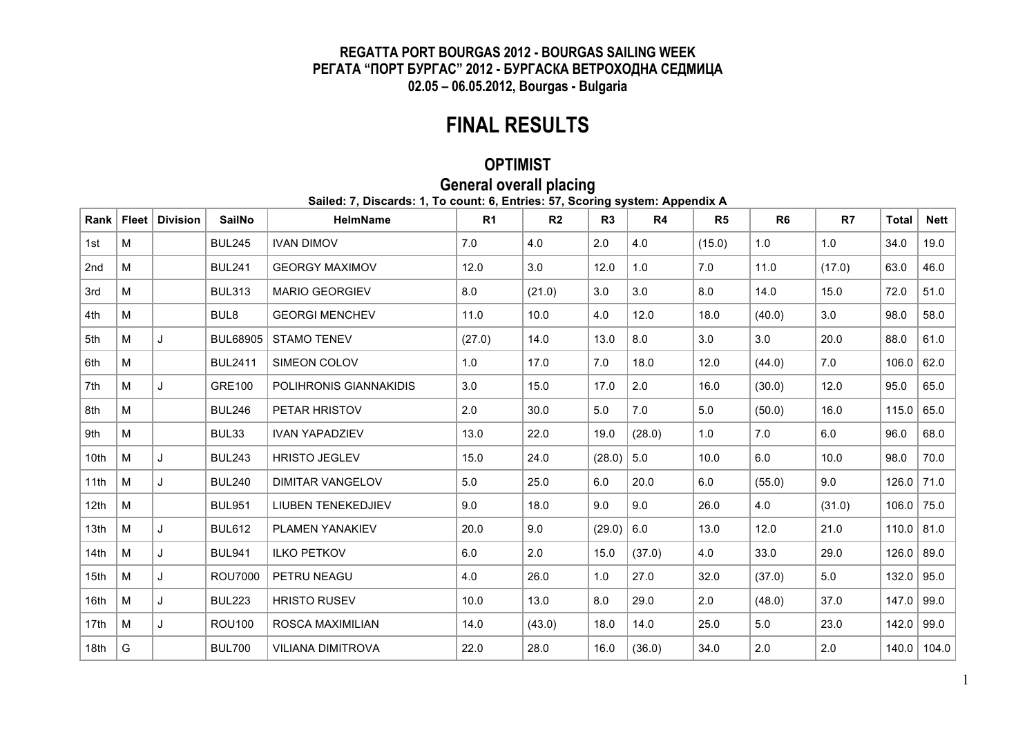**REGATTA PORT BOURGAS 2012 - BOURGAS SAILING WEEK**
**РЕГАТА "ПОРТ БУРГАС" 2012 - БУРГАСКА ВЕТРОХОДНА СЕДМИЦА**
**02.05 – 06.05.2012, Bourgas - Bulgaria**

# FINAL RESULTS

## OPTIMIST

### General overall placing

**Sailed: 7, Discards: 1, To count: 6, Entries: 57, Scoring system: Appendix A**

| Rank | Fleet | Division | SailNo | HelmName | R1 | R2 | R3 | R4 | R5 | R6 | R7 | Total | Nett |
|---|---|---|---|---|---|---|---|---|---|---|---|---|---|
| 1st | M | | BUL245 | IVAN DIMOV | 7.0 | 4.0 | 2.0 | 4.0 | (15.0) | 1.0 | 1.0 | 34.0 | 19.0 |
| 2nd | M | | BUL241 | GEORGY MAXIMOV | 12.0 | 3.0 | 12.0 | 1.0 | 7.0 | 11.0 | (17.0) | 63.0 | 46.0 |
| 3rd | M | | BUL313 | MARIO GEORGIEV | 8.0 | (21.0) | 3.0 | 3.0 | 8.0 | 14.0 | 15.0 | 72.0 | 51.0 |
| 4th | M | | BUL8 | GEORGI MENCHEV | 11.0 | 10.0 | 4.0 | 12.0 | 18.0 | (40.0) | 3.0 | 98.0 | 58.0 |
| 5th | M | J | BUL68905 | STAMO TENEV | (27.0) | 14.0 | 13.0 | 8.0 | 3.0 | 3.0 | 20.0 | 88.0 | 61.0 |
| 6th | M | | BUL2411 | SIMEON COLOV | 1.0 | 17.0 | 7.0 | 18.0 | 12.0 | (44.0) | 7.0 | 106.0 | 62.0 |
| 7th | M | J | GRE100 | POLIHRONIS GIANNAKIDIS | 3.0 | 15.0 | 17.0 | 2.0 | 16.0 | (30.0) | 12.0 | 95.0 | 65.0 |
| 8th | M | | BUL246 | PETAR HRISTOV | 2.0 | 30.0 | 5.0 | 7.0 | 5.0 | (50.0) | 16.0 | 115.0 | 65.0 |
| 9th | M | | BUL33 | IVAN YAPADZIEV | 13.0 | 22.0 | 19.0 | (28.0) | 1.0 | 7.0 | 6.0 | 96.0 | 68.0 |
| 10th | M | J | BUL243 | HRISTO JEGLEV | 15.0 | 24.0 | (28.0) | 5.0 | 10.0 | 6.0 | 10.0 | 98.0 | 70.0 |
| 11th | M | J | BUL240 | DIMITAR VANGELOV | 5.0 | 25.0 | 6.0 | 20.0 | 6.0 | (55.0) | 9.0 | 126.0 | 71.0 |
| 12th | M | | BUL951 | LIUBEN TENEKEDJIEV | 9.0 | 18.0 | 9.0 | 9.0 | 26.0 | 4.0 | (31.0) | 106.0 | 75.0 |
| 13th | M | J | BUL612 | PLAMEN YANAKIEV | 20.0 | 9.0 | (29.0) | 6.0 | 13.0 | 12.0 | 21.0 | 110.0 | 81.0 |
| 14th | M | J | BUL941 | ILKO PETKOV | 6.0 | 2.0 | 15.0 | (37.0) | 4.0 | 33.0 | 29.0 | 126.0 | 89.0 |
| 15th | M | J | ROU7000 | PETRU NEAGU | 4.0 | 26.0 | 1.0 | 27.0 | 32.0 | (37.0) | 5.0 | 132.0 | 95.0 |
| 16th | M | J | BUL223 | HRISTO RUSEV | 10.0 | 13.0 | 8.0 | 29.0 | 2.0 | (48.0) | 37.0 | 147.0 | 99.0 |
| 17th | M | J | ROU100 | ROSCA MAXIMILIAN | 14.0 | (43.0) | 18.0 | 14.0 | 25.0 | 5.0 | 23.0 | 142.0 | 99.0 |
| 18th | G | | BUL700 | VILIANA DIMITROVA | 22.0 | 28.0 | 16.0 | (36.0) | 34.0 | 2.0 | 2.0 | 140.0 | 104.0 |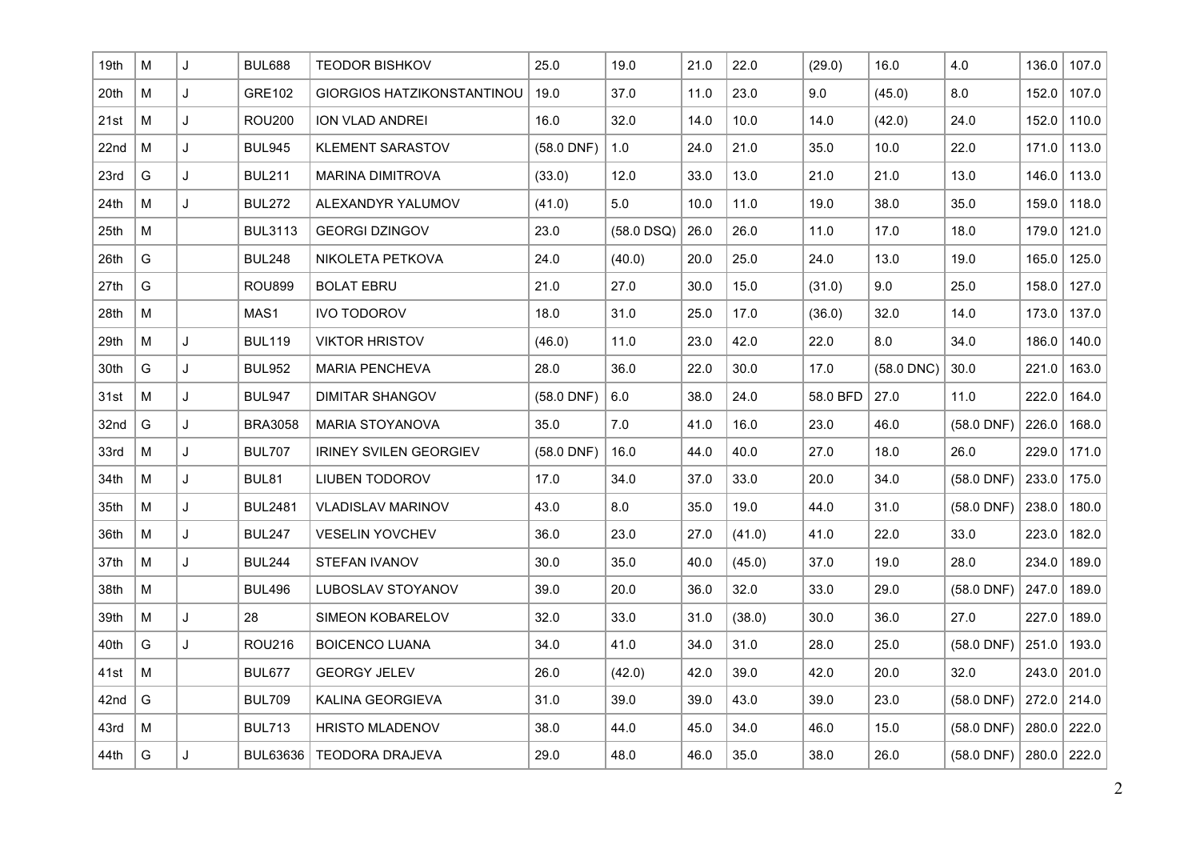| 19th | M | J | BUL688 | TEODOR BISHKOV | 25.0 | 19.0 | 21.0 | 22.0 | (29.0) | 16.0 | 4.0 | 136.0 | 107.0 |
|---|---|---|---|---|---|---|---|---|---|---|---|---|---|
| 20th | M | J | GRE102 | GIORGIOS HATZIKONSTANTINOU | 19.0 | 37.0 | 11.0 | 23.0 | 9.0 | (45.0) | 8.0 | 152.0 | 107.0 |
| 21st | M | J | ROU200 | ION VLAD ANDREI | 16.0 | 32.0 | 14.0 | 10.0 | 14.0 | (42.0) | 24.0 | 152.0 | 110.0 |
| 22nd | M | J | BUL945 | KLEMENT SARASTOV | (58.0 DNF) | 1.0 | 24.0 | 21.0 | 35.0 | 10.0 | 22.0 | 171.0 | 113.0 |
| 23rd | G | J | BUL211 | MARINA DIMITROVA | (33.0) | 12.0 | 33.0 | 13.0 | 21.0 | 21.0 | 13.0 | 146.0 | 113.0 |
| 24th | M | J | BUL272 | ALEXANDYR YALUMOV | (41.0) | 5.0 | 10.0 | 11.0 | 19.0 | 38.0 | 35.0 | 159.0 | 118.0 |
| 25th | M | | BUL3113 | GEORGI DZINGOV | 23.0 | (58.0 DSQ) | 26.0 | 26.0 | 11.0 | 17.0 | 18.0 | 179.0 | 121.0 |
| 26th | G | | BUL248 | NIKOLETA PETKOVA | 24.0 | (40.0) | 20.0 | 25.0 | 24.0 | 13.0 | 19.0 | 165.0 | 125.0 |
| 27th | G | | ROU899 | BOLAT EBRU | 21.0 | 27.0 | 30.0 | 15.0 | (31.0) | 9.0 | 25.0 | 158.0 | 127.0 |
| 28th | M | | MAS1 | IVO TODOROV | 18.0 | 31.0 | 25.0 | 17.0 | (36.0) | 32.0 | 14.0 | 173.0 | 137.0 |
| 29th | M | J | BUL119 | VIKTOR HRISTOV | (46.0) | 11.0 | 23.0 | 42.0 | 22.0 | 8.0 | 34.0 | 186.0 | 140.0 |
| 30th | G | J | BUL952 | MARIA PENCHEVA | 28.0 | 36.0 | 22.0 | 30.0 | 17.0 | (58.0 DNC) | 30.0 | 221.0 | 163.0 |
| 31st | M | J | BUL947 | DIMITAR SHANGOV | (58.0 DNF) | 6.0 | 38.0 | 24.0 | 58.0 BFD | 27.0 | 11.0 | 222.0 | 164.0 |
| 32nd | G | J | BRA3058 | MARIA STOYANOVA | 35.0 | 7.0 | 41.0 | 16.0 | 23.0 | 46.0 | (58.0 DNF) | 226.0 | 168.0 |
| 33rd | M | J | BUL707 | IRINEY SVILEN GEORGIEV | (58.0 DNF) | 16.0 | 44.0 | 40.0 | 27.0 | 18.0 | 26.0 | 229.0 | 171.0 |
| 34th | M | J | BUL81 | LIUBEN TODOROV | 17.0 | 34.0 | 37.0 | 33.0 | 20.0 | 34.0 | (58.0 DNF) | 233.0 | 175.0 |
| 35th | M | J | BUL2481 | VLADISLAV MARINOV | 43.0 | 8.0 | 35.0 | 19.0 | 44.0 | 31.0 | (58.0 DNF) | 238.0 | 180.0 |
| 36th | M | J | BUL247 | VESELIN YOVCHEV | 36.0 | 23.0 | 27.0 | (41.0) | 41.0 | 22.0 | 33.0 | 223.0 | 182.0 |
| 37th | M | J | BUL244 | STEFAN IVANOV | 30.0 | 35.0 | 40.0 | (45.0) | 37.0 | 19.0 | 28.0 | 234.0 | 189.0 |
| 38th | M | | BUL496 | LUBOSLAV STOYANOV | 39.0 | 20.0 | 36.0 | 32.0 | 33.0 | 29.0 | (58.0 DNF) | 247.0 | 189.0 |
| 39th | M | J | 28 | SIMEON KOBARELOV | 32.0 | 33.0 | 31.0 | (38.0) | 30.0 | 36.0 | 27.0 | 227.0 | 189.0 |
| 40th | G | J | ROU216 | BOICENCO LUANA | 34.0 | 41.0 | 34.0 | 31.0 | 28.0 | 25.0 | (58.0 DNF) | 251.0 | 193.0 |
| 41st | M | | BUL677 | GEORGY JELEV | 26.0 | (42.0) | 42.0 | 39.0 | 42.0 | 20.0 | 32.0 | 243.0 | 201.0 |
| 42nd | G | | BUL709 | KALINA GEORGIEVA | 31.0 | 39.0 | 39.0 | 43.0 | 39.0 | 23.0 | (58.0 DNF) | 272.0 | 214.0 |
| 43rd | M | | BUL713 | HRISTO MLADENOV | 38.0 | 44.0 | 45.0 | 34.0 | 46.0 | 15.0 | (58.0 DNF) | 280.0 | 222.0 |
| 44th | G | J | BUL63636 | TEODORA DRAJEVA | 29.0 | 48.0 | 46.0 | 35.0 | 38.0 | 26.0 | (58.0 DNF) | 280.0 | 222.0 |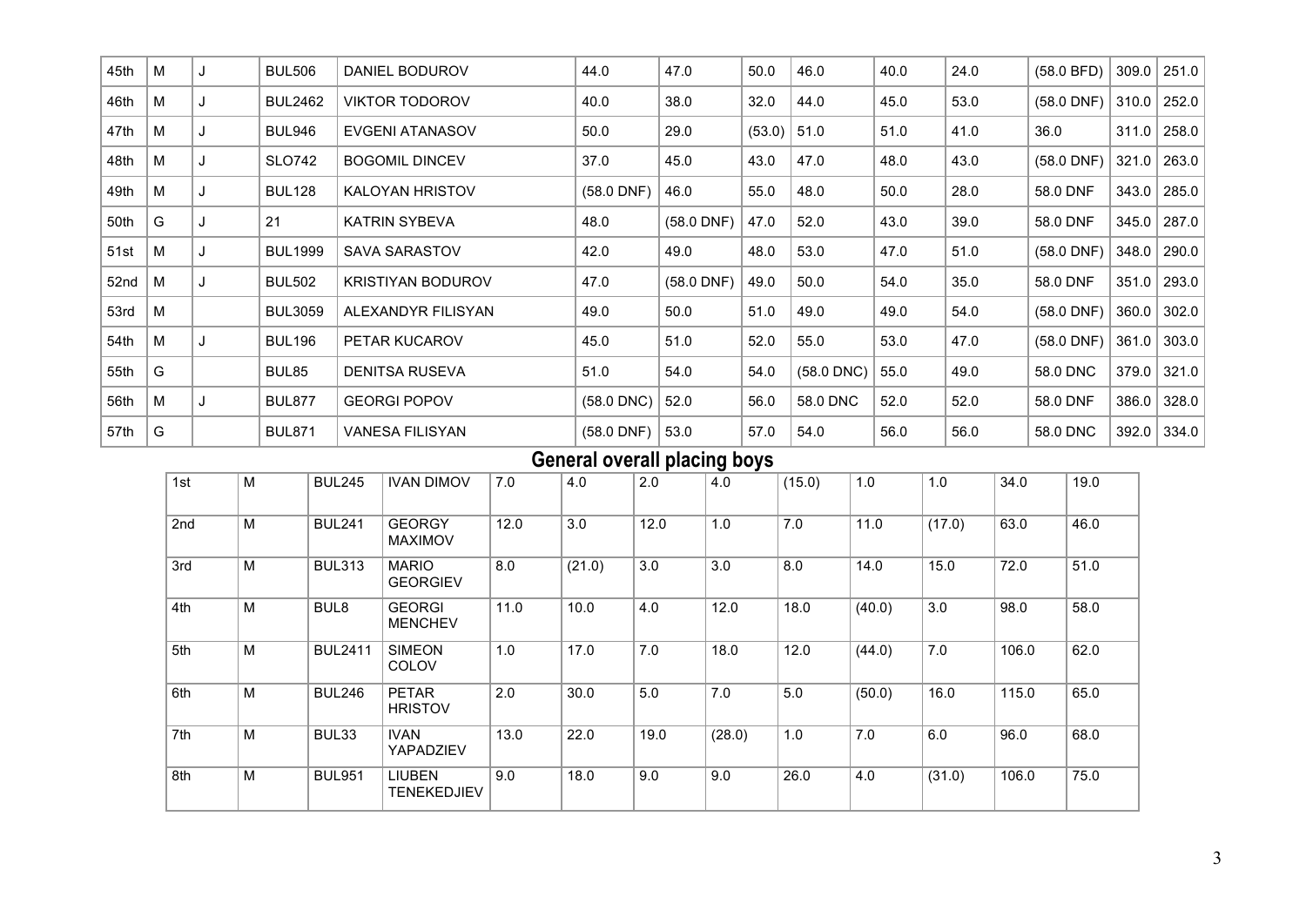| 45th | M | J | BUL506 | DANIEL BODUROV | 44.0 | 47.0 | 50.0 | 46.0 | 40.0 | 24.0 | (58.0 BFD) | 309.0 | 251.0 |
|---|---|---|---|---|---|---|---|---|---|---|---|---|---|
| 46th | M | J | BUL2462 | VIKTOR TODOROV | 40.0 | 38.0 | 32.0 | 44.0 | 45.0 | 53.0 | (58.0 DNF) | 310.0 | 252.0 |
| 47th | M | J | BUL946 | EVGENI ATANASOV | 50.0 | 29.0 | (53.0) | 51.0 | 51.0 | 41.0 | 36.0 | 311.0 | 258.0 |
| 48th | M | J | SLO742 | BOGOMIL DINCEV | 37.0 | 45.0 | 43.0 | 47.0 | 48.0 | 43.0 | (58.0 DNF) | 321.0 | 263.0 |
| 49th | M | J | BUL128 | KALOYAN HRISTOV | (58.0 DNF) | 46.0 | 55.0 | 48.0 | 50.0 | 28.0 | 58.0 DNF | 343.0 | 285.0 |
| 50th | G | J | 21 | KATRIN SYBEVA | 48.0 | (58.0 DNF) | 47.0 | 52.0 | 43.0 | 39.0 | 58.0 DNF | 345.0 | 287.0 |
| 51st | M | J | BUL1999 | SAVA SARASTOV | 42.0 | 49.0 | 48.0 | 53.0 | 47.0 | 51.0 | (58.0 DNF) | 348.0 | 290.0 |
| 52nd | M | J | BUL502 | KRISTIYAN BODUROV | 47.0 | (58.0 DNF) | 49.0 | 50.0 | 54.0 | 35.0 | 58.0 DNF | 351.0 | 293.0 |
| 53rd | M | | BUL3059 | ALEXANDYR FILISYAN | 49.0 | 50.0 | 51.0 | 49.0 | 49.0 | 54.0 | (58.0 DNF) | 360.0 | 302.0 |
| 54th | M | J | BUL196 | PETAR KUCAROV | 45.0 | 51.0 | 52.0 | 55.0 | 53.0 | 47.0 | (58.0 DNF) | 361.0 | 303.0 |
| 55th | G | | BUL85 | DENITSA RUSEVA | 51.0 | 54.0 | 54.0 | (58.0 DNC) | 55.0 | 49.0 | 58.0 DNC | 379.0 | 321.0 |
| 56th | M | J | BUL877 | GEORGI POPOV | (58.0 DNC) | 52.0 | 56.0 | 58.0 DNC | 52.0 | 52.0 | 58.0 DNF | 386.0 | 328.0 |
| 57th | G | | BUL871 | VANESA FILISYAN | (58.0 DNF) | 53.0 | 57.0 | 54.0 | 56.0 | 56.0 | 58.0 DNC | 392.0 | 334.0 |

## General overall placing boys

| 1st | M | BUL245 | IVAN DIMOV | 7.0 | 4.0 | 2.0 | 4.0 | (15.0) | 1.0 | 1.0 | 34.0 | 19.0 |
|---|---|---|---|---|---|---|---|---|---|---|---|---|
| 2nd | M | BUL241 | GEORGY MAXIMOV | 12.0 | 3.0 | 12.0 | 1.0 | 7.0 | 11.0 | (17.0) | 63.0 | 46.0 |
| 3rd | M | BUL313 | MARIO GEORGIEV | 8.0 | (21.0) | 3.0 | 3.0 | 8.0 | 14.0 | 15.0 | 72.0 | 51.0 |
| 4th | M | BUL8 | GEORGI MENCHEV | 11.0 | 10.0 | 4.0 | 12.0 | 18.0 | (40.0) | 3.0 | 98.0 | 58.0 |
| 5th | M | BUL2411 | SIMEON COLOV | 1.0 | 17.0 | 7.0 | 18.0 | 12.0 | (44.0) | 7.0 | 106.0 | 62.0 |
| 6th | M | BUL246 | PETAR HRISTOV | 2.0 | 30.0 | 5.0 | 7.0 | 5.0 | (50.0) | 16.0 | 115.0 | 65.0 |
| 7th | M | BUL33 | IVAN YAPADZIEV | 13.0 | 22.0 | 19.0 | (28.0) | 1.0 | 7.0 | 6.0 | 96.0 | 68.0 |
| 8th | M | BUL951 | LIUBEN TENEKEDJIEV | 9.0 | 18.0 | 9.0 | 9.0 | 26.0 | 4.0 | (31.0) | 106.0 | 75.0 |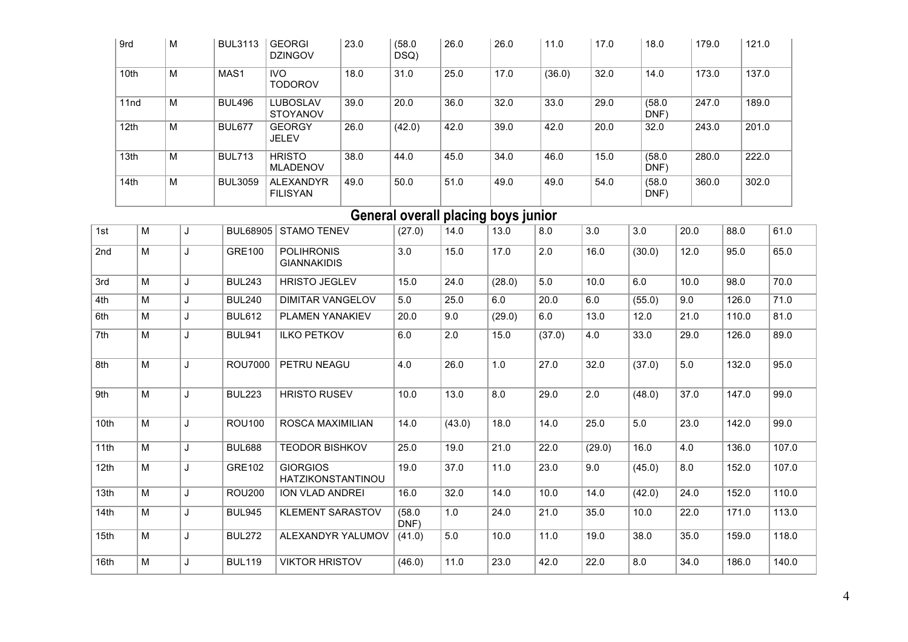| | | | | | | | | | | | | |
|---|---|---|---|---|---|---|---|---|---|---|---|---|
| 9rd | M | BUL3113 | GEORGI DZINGOV | 23.0 | (58.0 DSQ) | 26.0 | 26.0 | 11.0 | 17.0 | 18.0 | 179.0 | 121.0 |
| 10th | M | MAS1 | IVO TODOROV | 18.0 | 31.0 | 25.0 | 17.0 | (36.0) | 32.0 | 14.0 | 173.0 | 137.0 |
| 11nd | M | BUL496 | LUBOSLAV STOYANOV | 39.0 | 20.0 | 36.0 | 32.0 | 33.0 | 29.0 | (58.0 DNF) | 247.0 | 189.0 |
| 12th | M | BUL677 | GEORGY JELEV | 26.0 | (42.0) | 42.0 | 39.0 | 42.0 | 20.0 | 32.0 | 243.0 | 201.0 |
| 13th | M | BUL713 | HRISTO MLADENOV | 38.0 | 44.0 | 45.0 | 34.0 | 46.0 | 15.0 | (58.0 DNF) | 280.0 | 222.0 |
| 14th | M | BUL3059 | ALEXANDYR FILISYAN | 49.0 | 50.0 | 51.0 | 49.0 | 49.0 | 54.0 | (58.0 DNF) | 360.0 | 302.0 |

## General overall placing boys junior

| | | | | | | | | | | | | | |
|---|---|---|---|---|---|---|---|---|---|---|---|---|---|
| 1st | M | J | BUL68905 | STAMO TENEV | (27.0) | 14.0 | 13.0 | 8.0 | 3.0 | 3.0 | 20.0 | 88.0 | 61.0 |
| 2nd | M | J | GRE100 | POLIHRONIS GIANNAKIDIS | 3.0 | 15.0 | 17.0 | 2.0 | 16.0 | (30.0) | 12.0 | 95.0 | 65.0 |
| 3rd | M | J | BUL243 | HRISTO JEGLEV | 15.0 | 24.0 | (28.0) | 5.0 | 10.0 | 6.0 | 10.0 | 98.0 | 70.0 |
| 4th | M | J | BUL240 | DIMITAR VANGELOV | 5.0 | 25.0 | 6.0 | 20.0 | 6.0 | (55.0) | 9.0 | 126.0 | 71.0 |
| 6th | M | J | BUL612 | PLAMEN YANAKIEV | 20.0 | 9.0 | (29.0) | 6.0 | 13.0 | 12.0 | 21.0 | 110.0 | 81.0 |
| 7th | M | J | BUL941 | ILKO PETKOV | 6.0 | 2.0 | 15.0 | (37.0) | 4.0 | 33.0 | 29.0 | 126.0 | 89.0 |
| 8th | M | J | ROU7000 | PETRU NEAGU | 4.0 | 26.0 | 1.0 | 27.0 | 32.0 | (37.0) | 5.0 | 132.0 | 95.0 |
| 9th | M | J | BUL223 | HRISTO RUSEV | 10.0 | 13.0 | 8.0 | 29.0 | 2.0 | (48.0) | 37.0 | 147.0 | 99.0 |
| 10th | M | J | ROU100 | ROSCA MAXIMILIAN | 14.0 | (43.0) | 18.0 | 14.0 | 25.0 | 5.0 | 23.0 | 142.0 | 99.0 |
| 11th | M | J | BUL688 | TEODOR BISHKOV | 25.0 | 19.0 | 21.0 | 22.0 | (29.0) | 16.0 | 4.0 | 136.0 | 107.0 |
| 12th | M | J | GRE102 | GIORGIOS HATZIKONSTANTINOU | 19.0 | 37.0 | 11.0 | 23.0 | 9.0 | (45.0) | 8.0 | 152.0 | 107.0 |
| 13th | M | J | ROU200 | ION VLAD ANDREI | 16.0 | 32.0 | 14.0 | 10.0 | 14.0 | (42.0) | 24.0 | 152.0 | 110.0 |
| 14th | M | J | BUL945 | KLEMENT SARASTOV | (58.0 DNF) | 1.0 | 24.0 | 21.0 | 35.0 | 10.0 | 22.0 | 171.0 | 113.0 |
| 15th | M | J | BUL272 | ALEXANDYR YALUMOV | (41.0) | 5.0 | 10.0 | 11.0 | 19.0 | 38.0 | 35.0 | 159.0 | 118.0 |
| 16th | M | J | BUL119 | VIKTOR HRISTOV | (46.0) | 11.0 | 23.0 | 42.0 | 22.0 | 8.0 | 34.0 | 186.0 | 140.0 |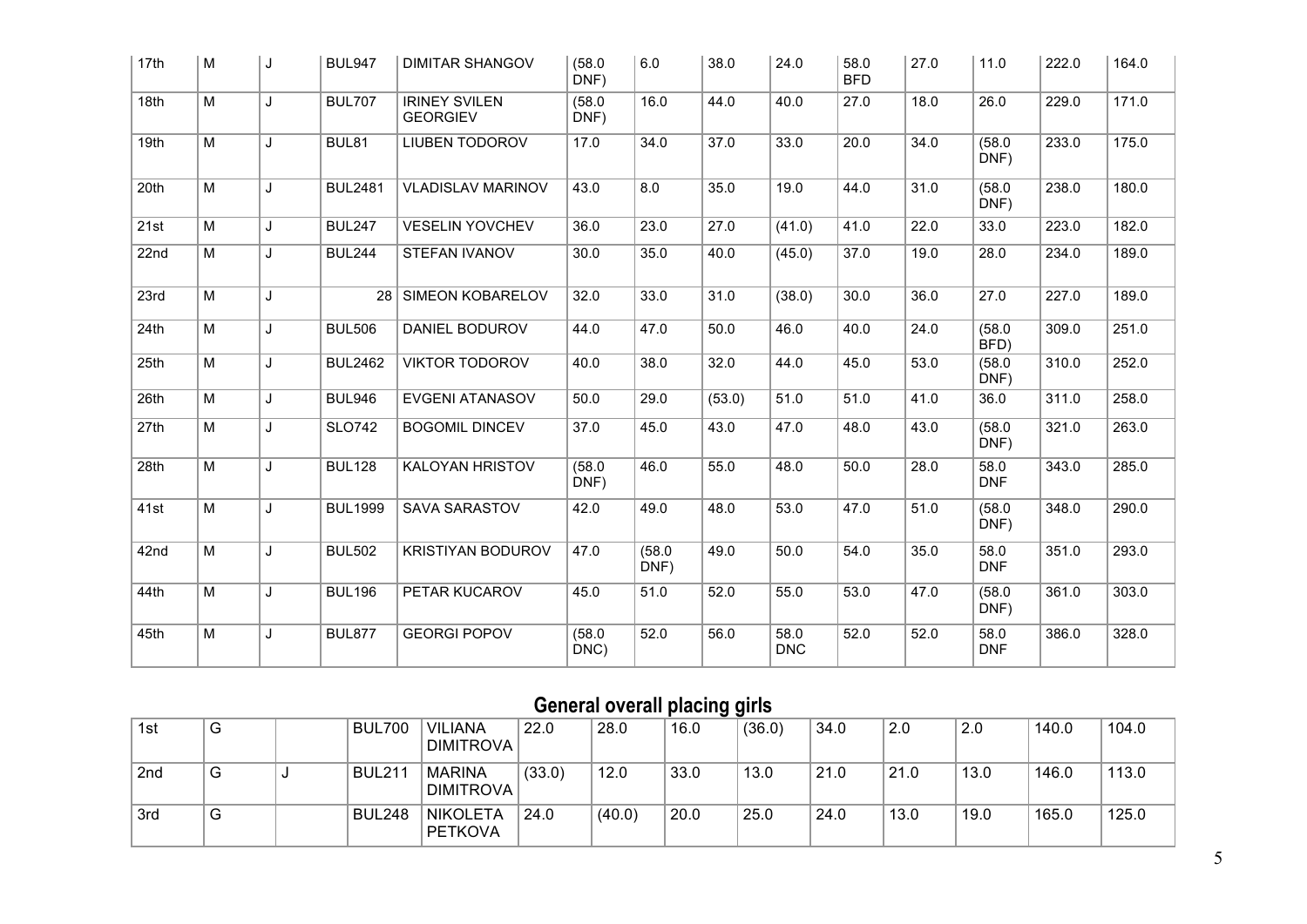| 17th | M | J | BUL947 | DIMITAR SHANGOV | (58.0 DNF) | 6.0 | 38.0 | 24.0 | 58.0 BFD | 27.0 | 11.0 | 222.0 | 164.0 |
|---|---|---|---|---|---|---|---|---|---|---|---|---|---|
| 18th | M | J | BUL707 | IRINEY SVILEN GEORGIEV | (58.0 DNF) | 16.0 | 44.0 | 40.0 | 27.0 | 18.0 | 26.0 | 229.0 | 171.0 |
| 19th | M | J | BUL81 | LIUBEN TODOROV | 17.0 | 34.0 | 37.0 | 33.0 | 20.0 | 34.0 | (58.0 DNF) | 233.0 | 175.0 |
| 20th | M | J | BUL2481 | VLADISLAV MARINOV | 43.0 | 8.0 | 35.0 | 19.0 | 44.0 | 31.0 | (58.0 DNF) | 238.0 | 180.0 |
| 21st | M | J | BUL247 | VESELIN YOVCHEV | 36.0 | 23.0 | 27.0 | (41.0) | 41.0 | 22.0 | 33.0 | 223.0 | 182.0 |
| 22nd | M | J | BUL244 | STEFAN IVANOV | 30.0 | 35.0 | 40.0 | (45.0) | 37.0 | 19.0 | 28.0 | 234.0 | 189.0 |
| 23rd | M | J | 28 | SIMEON KOBARELOV | 32.0 | 33.0 | 31.0 | (38.0) | 30.0 | 36.0 | 27.0 | 227.0 | 189.0 |
| 24th | M | J | BUL506 | DANIEL BODUROV | 44.0 | 47.0 | 50.0 | 46.0 | 40.0 | 24.0 | (58.0 BFD) | 309.0 | 251.0 |
| 25th | M | J | BUL2462 | VIKTOR TODOROV | 40.0 | 38.0 | 32.0 | 44.0 | 45.0 | 53.0 | (58.0 DNF) | 310.0 | 252.0 |
| 26th | M | J | BUL946 | EVGENI ATANASOV | 50.0 | 29.0 | (53.0) | 51.0 | 51.0 | 41.0 | 36.0 | 311.0 | 258.0 |
| 27th | M | J | SLO742 | BOGOMIL DINCEV | 37.0 | 45.0 | 43.0 | 47.0 | 48.0 | 43.0 | (58.0 DNF) | 321.0 | 263.0 |
| 28th | M | J | BUL128 | KALOYAN HRISTOV | (58.0 DNF) | 46.0 | 55.0 | 48.0 | 50.0 | 28.0 | 58.0 DNF | 343.0 | 285.0 |
| 41st | M | J | BUL1999 | SAVA SARASTOV | 42.0 | 49.0 | 48.0 | 53.0 | 47.0 | 51.0 | (58.0 DNF) | 348.0 | 290.0 |
| 42nd | M | J | BUL502 | KRISTIYAN BODUROV | 47.0 | (58.0 DNF) | 49.0 | 50.0 | 54.0 | 35.0 | 58.0 DNF | 351.0 | 293.0 |
| 44th | M | J | BUL196 | PETAR KUCAROV | 45.0 | 51.0 | 52.0 | 55.0 | 53.0 | 47.0 | (58.0 DNF) | 361.0 | 303.0 |
| 45th | M | J | BUL877 | GEORGI POPOV | (58.0 DNC) | 52.0 | 56.0 | 58.0 DNC | 52.0 | 52.0 | 58.0 DNF | 386.0 | 328.0 |

## General overall placing girls

| 1st | G | | BUL700 | VILIANA DIMITROVA | 22.0 | 28.0 | 16.0 | (36.0) | 34.0 | 2.0 | 2.0 | 140.0 | 104.0 |
|---|---|---|---|---|---|---|---|---|---|---|---|---|---|
| 2nd | G | J | BUL211 | MARINA DIMITROVA | (33.0) | 12.0 | 33.0 | 13.0 | 21.0 | 21.0 | 13.0 | 146.0 | 113.0 |
| 3rd | G | | BUL248 | NIKOLETA PETKOVA | 24.0 | (40.0) | 20.0 | 25.0 | 24.0 | 13.0 | 19.0 | 165.0 | 125.0 |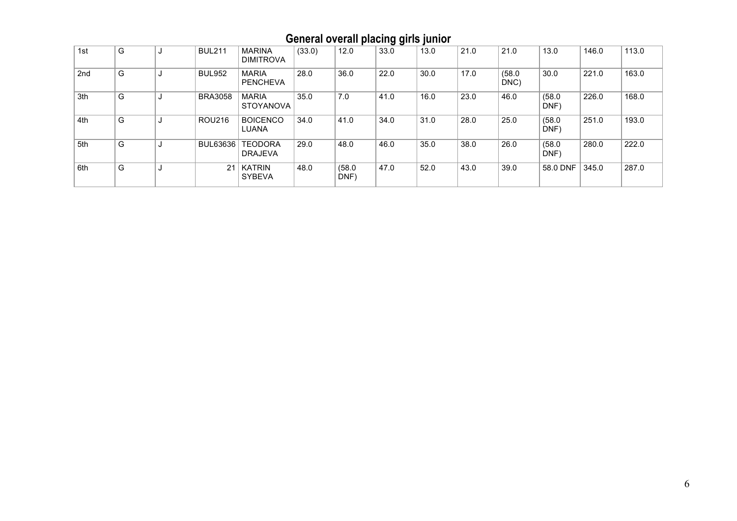## General overall placing girls junior

| | | | | | | | | | | | | | |
|---|---|---|---|---|---|---|---|---|---|---|---|---|---|
| 1st | G | J | BUL211 | MARINA DIMITROVA | (33.0) | 12.0 | 33.0 | 13.0 | 21.0 | 21.0 | 13.0 | 146.0 | 113.0 |
| 2nd | G | J | BUL952 | MARIA PENCHEVA | 28.0 | 36.0 | 22.0 | 30.0 | 17.0 | (58.0 DNC) | 30.0 | 221.0 | 163.0 |
| 3th | G | J | BRA3058 | MARIA STOYANOVA | 35.0 | 7.0 | 41.0 | 16.0 | 23.0 | 46.0 | (58.0 DNF) | 226.0 | 168.0 |
| 4th | G | J | ROU216 | BOICENCO LUANA | 34.0 | 41.0 | 34.0 | 31.0 | 28.0 | 25.0 | (58.0 DNF) | 251.0 | 193.0 |
| 5th | G | J | BUL63636 | TEODORA DRAJEVA | 29.0 | 48.0 | 46.0 | 35.0 | 38.0 | 26.0 | (58.0 DNF) | 280.0 | 222.0 |
| 6th | G | J | 21 | KATRIN SYBEVA | 48.0 | (58.0 DNF) | 47.0 | 52.0 | 43.0 | 39.0 | 58.0 DNF | 345.0 | 287.0 |